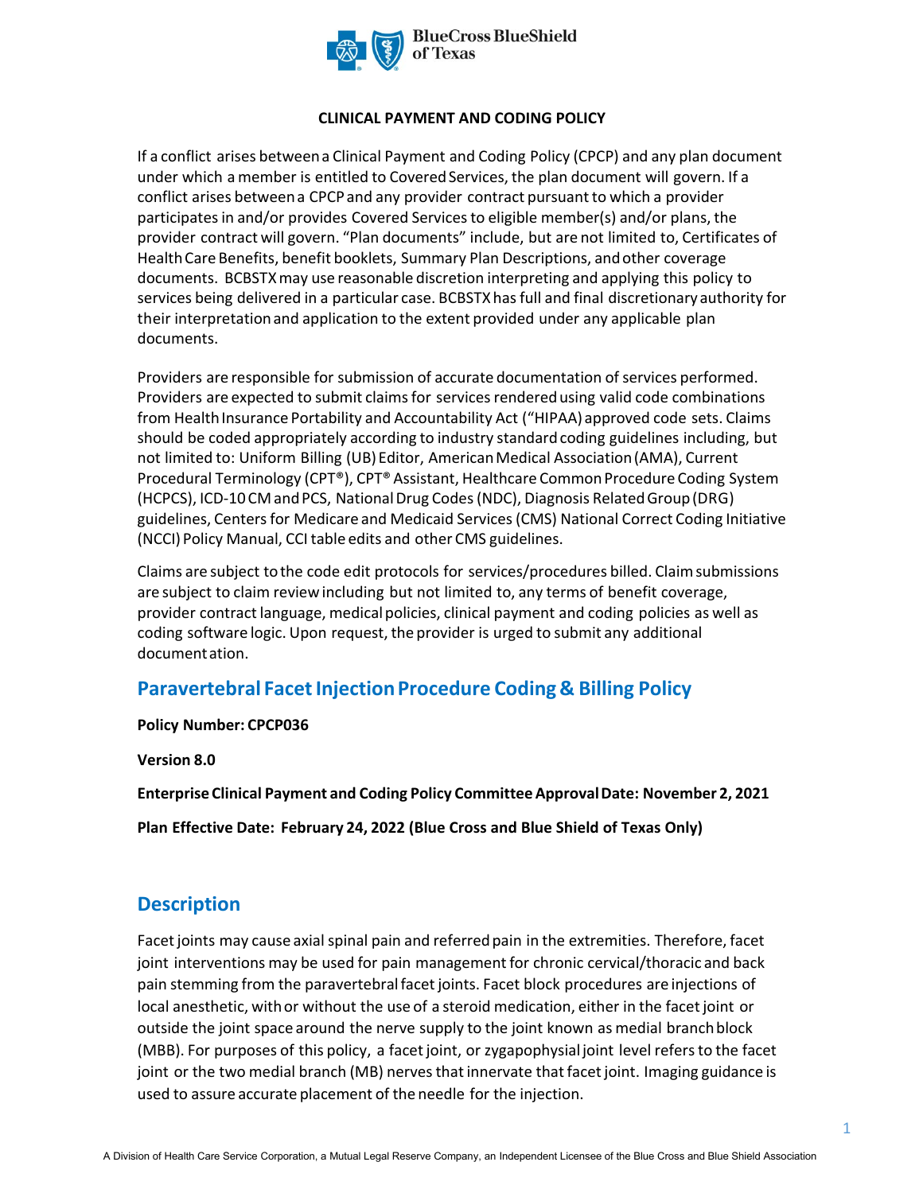**CLINICAL PAYMENT AND CODING POLICY**

If a conflict arises between a Clinical Payment and Coding Policy (CPCP) and any plan document under which a member is entitled to Covered Services, the plan document will govern. If a conflict arises between a CPCP and any provider contract pursuant to which a provider participates in and/or provides Covered Services to eligible member(s) and/or plans, the provider contract will govern. "Plan documents" include, but are not limited to, Certificates of Health Care Benefits, benefit booklets, Summary Plan Descriptions, and other coverage documents. BCBSTX may use reasonable discretion interpreting and applying this policy to services being delivered in a particular case. BCBSTX has full and final discretionary authority for their interpretation and application to the extent provided under any applicable plan documents.

Providers are responsible for submission of accurate documentation of services performed. Providers are expected to submit claims for services rendered using valid code combinations from Health Insurance Portability and Accountability Act ("HIPAA) approved code sets. Claims should be coded appropriately according to industry standard coding guidelines including, but not limited to: Uniform Billing (UB) Editor, American Medical Association (AMA), Current Procedural Terminology (CPT®), CPT® Assistant, Healthcare Common Procedure Coding System (HCPCS), ICD-10 CM and PCS, National Drug Codes (NDC), Diagnosis Related Group (DRG) guidelines, Centers for Medicare and Medicaid Services (CMS) National Correct Coding Initiative (NCCI) Policy Manual, CCI table edits and other CMS guidelines.

Claims are subject to the code edit protocols for services/procedures billed. Claim submissions are subject to claim review including but not limited to, any terms of benefit coverage, provider contract language, medical policies, clinical payment and coding policies as well as coding software logic. Upon request, the provider is urged to submit any additional documentation.

## Paravertebral Facet Injection Procedure Coding & Billing Policy

**Policy Number: CPCP036**

**Version 8.0**

**Enterprise Clinical Payment and Coding Policy Committee Approval Date: November 2, 2021**

**Plan Effective Date: February 24, 2022 (Blue Cross and Blue Shield of Texas Only)**

## Description

Facet joints may cause axial spinal pain and referred pain in the extremities. Therefore, facet joint interventions may be used for pain management for chronic cervical/thoracic and back pain stemming from the paravertebral facet joints. Facet block procedures are injections of local anesthetic, with or without the use of a steroid medication, either in the facet joint or outside the joint space around the nerve supply to the joint known as medial branch block (MBB). For purposes of this policy, a facet joint, or zygapophysial joint level refers to the facet joint or the two medial branch (MB) nerves that innervate that facet joint. Imaging guidance is used to assure accurate placement of the needle for the injection.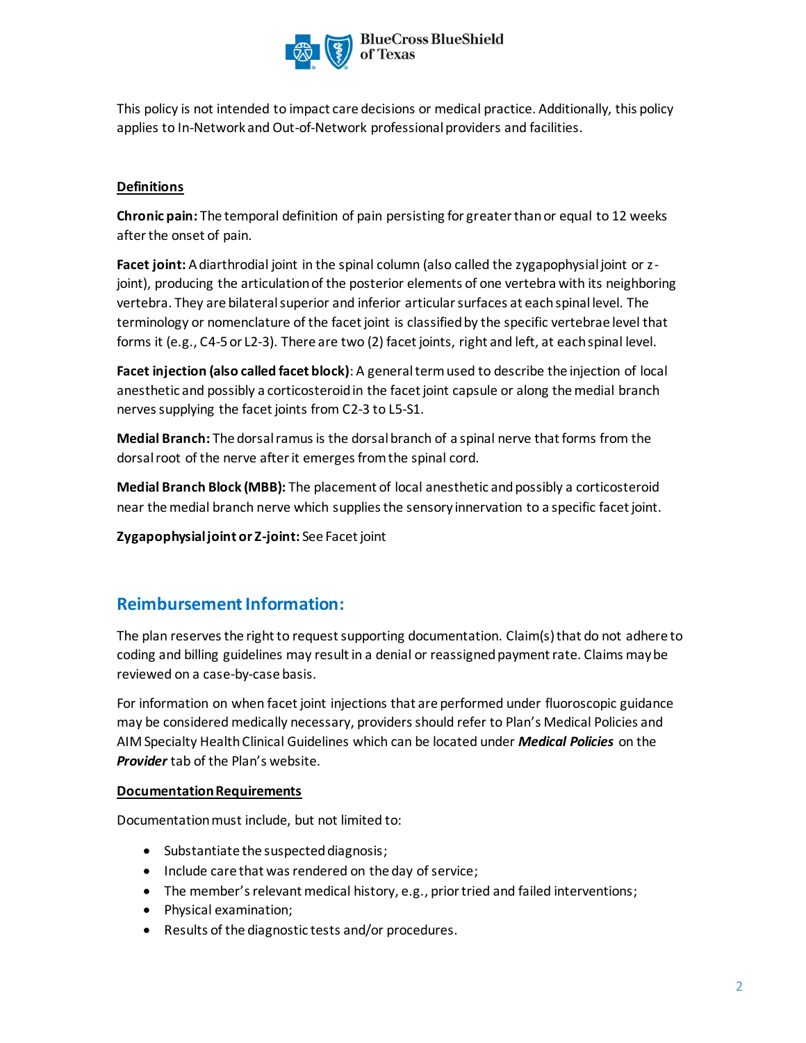This policy is not intended to impact care decisions or medical practice. Additionally, this policy applies to In-Network and Out-of-Network professional providers and facilities.

**Definitions**

**Chronic pain:** The temporal definition of pain persisting for greater than or equal to 12 weeks after the onset of pain.

**Facet joint:** A diarthrodial joint in the spinal column (also called the zygapophysial joint or z-joint), producing the articulation of the posterior elements of one vertebra with its neighboring vertebra. They are bilateral superior and inferior articular surfaces at each spinal level. The terminology or nomenclature of the facet joint is classified by the specific vertebrae level that forms it (e.g., C4-5 or L2-3). There are two (2) facet joints, right and left, at each spinal level.

**Facet injection (also called facet block)**: A general term used to describe the injection of local anesthetic and possibly a corticosteroid in the facet joint capsule or along the medial branch nerves supplying the facet joints from C2-3 to L5-S1.

**Medial Branch:** The dorsal ramus is the dorsal branch of a spinal nerve that forms from the dorsal root of the nerve after it emerges from the spinal cord.

**Medial Branch Block (MBB):** The placement of local anesthetic and possibly a corticosteroid near the medial branch nerve which supplies the sensory innervation to a specific facet joint.

**Zygapophysial joint or Z-joint:** See Facet joint

## Reimbursement Information:

The plan reserves the right to request supporting documentation. Claim(s) that do not adhere to coding and billing guidelines may result in a denial or reassigned payment rate. Claims may be reviewed on a case-by-case basis.

For information on when facet joint injections that are performed under fluoroscopic guidance may be considered medically necessary, providers should refer to Plan's Medical Policies and AIM Specialty Health Clinical Guidelines which can be located under ***Medical Policies*** on the ***Provider*** tab of the Plan's website.

**Documentation Requirements**

Documentation must include, but not limited to:

- Substantiate the suspected diagnosis;
- Include care that was rendered on the day of service;
- The member's relevant medical history, e.g., prior tried and failed interventions;
- Physical examination;
- Results of the diagnostic tests and/or procedures.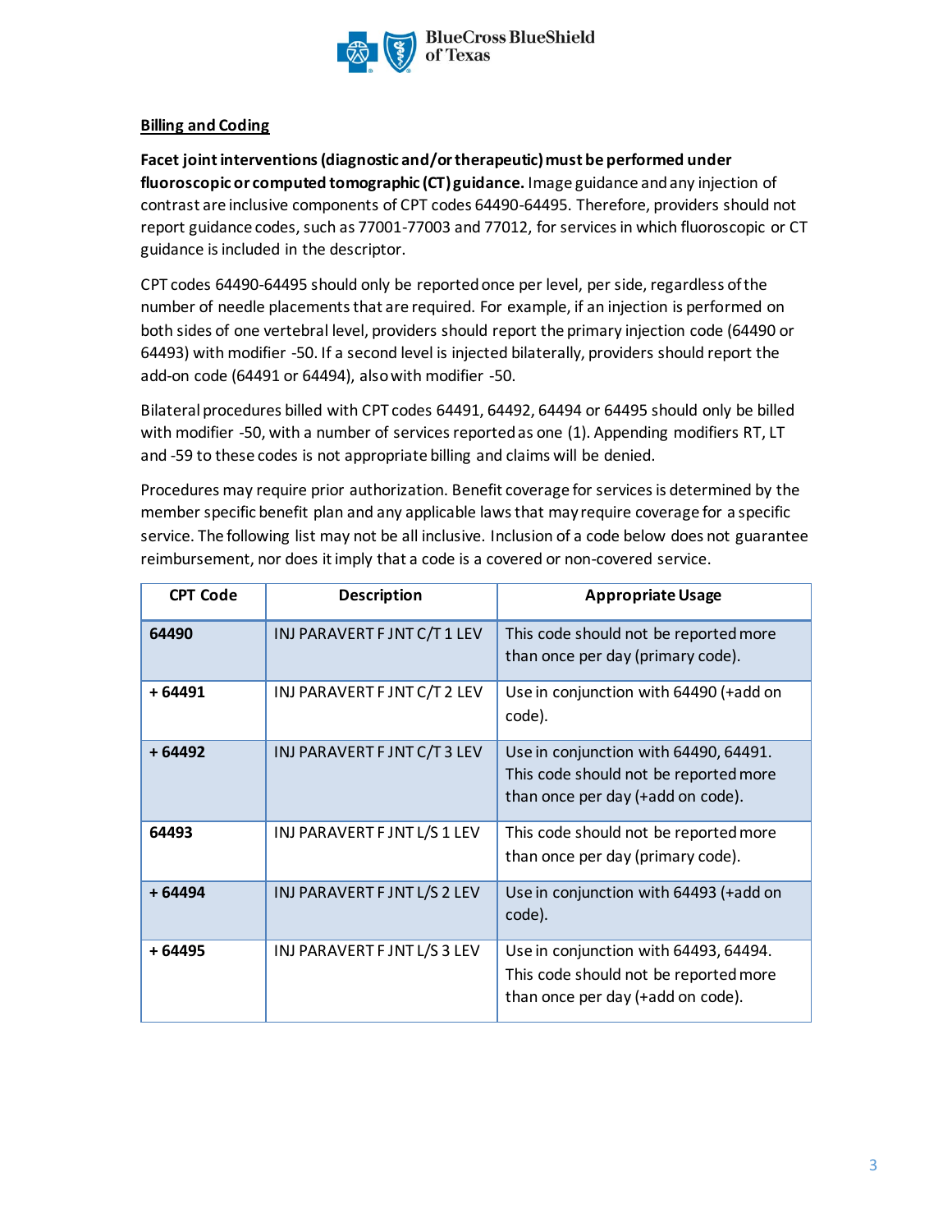**Billing and Coding**

**Facet joint interventions (diagnostic and/or therapeutic) must be performed under fluoroscopic or computed tomographic (CT) guidance.** Image guidance and any injection of contrast are inclusive components of CPT codes 64490-64495. Therefore, providers should not report guidance codes, such as 77001-77003 and 77012, for services in which fluoroscopic or CT guidance is included in the descriptor.

CPT codes 64490-64495 should only be reported once per level, per side, regardless of the number of needle placements that are required. For example, if an injection is performed on both sides of one vertebral level, providers should report the primary injection code (64490 or 64493) with modifier -50. If a second level is injected bilaterally, providers should report the add-on code (64491 or 64494), also with modifier -50.

Bilateral procedures billed with CPT codes 64491, 64492, 64494 or 64495 should only be billed with modifier -50, with a number of services reported as one (1). Appending modifiers RT, LT and -59 to these codes is not appropriate billing and claims will be denied.

Procedures may require prior authorization. Benefit coverage for services is determined by the member specific benefit plan and any applicable laws that may require coverage for a specific service. The following list may not be all inclusive. Inclusion of a code below does not guarantee reimbursement, nor does it imply that a code is a covered or non-covered service.

| CPT Code | Description | Appropriate Usage |
|---|---|---|
| **64490** | INJ PARAVERT F JNT C/T 1 LEV | This code should not be reported more than once per day (primary code). |
| **+ 64491** | INJ PARAVERT F JNT C/T 2 LEV | Use in conjunction with 64490 (+add on code). |
| **+ 64492** | INJ PARAVERT F JNT C/T 3 LEV | Use in conjunction with 64490, 64491. This code should not be reported more than once per day (+add on code). |
| **64493** | INJ PARAVERT F JNT L/S 1 LEV | This code should not be reported more than once per day (primary code). |
| **+ 64494** | INJ PARAVERT F JNT L/S 2 LEV | Use in conjunction with 64493 (+add on code). |
| **+ 64495** | INJ PARAVERT F JNT L/S 3 LEV | Use in conjunction with 64493, 64494. This code should not be reported more than once per day (+add on code). |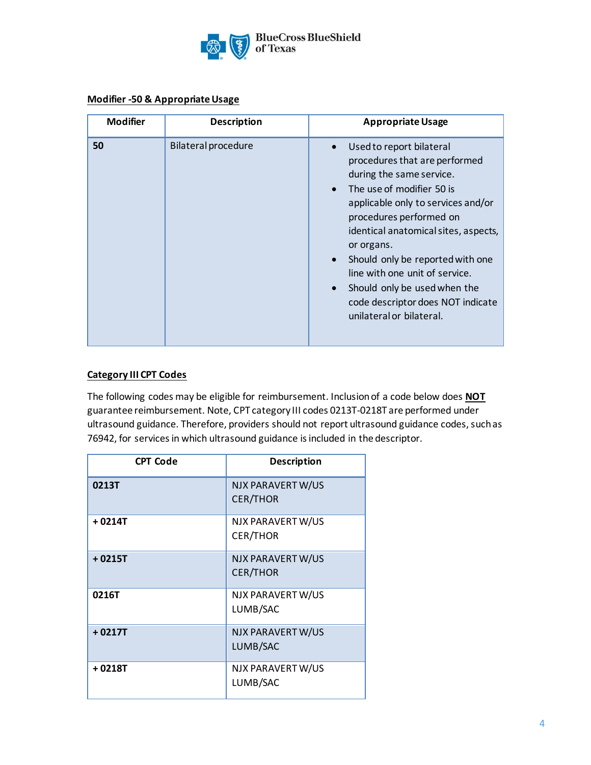**Modifier -50 & Appropriate Usage**

| Modifier | Description | Appropriate Usage |
|---|---|---|
| **50** | Bilateral procedure | • Used to report bilateral procedures that are performed during the same service.<br>• The use of modifier 50 is applicable only to services and/or procedures performed on identical anatomical sites, aspects, or organs.<br>• Should only be reported with one line with one unit of service.<br>• Should only be used when the code descriptor does NOT indicate unilateral or bilateral. |

**Category III CPT Codes**

The following codes may be eligible for reimbursement. Inclusion of a code below does **NOT** guarantee reimbursement. Note, CPT category III codes 0213T-0218T are performed under ultrasound guidance. Therefore, providers should not report ultrasound guidance codes, such as 76942, for services in which ultrasound guidance is included in the descriptor.

| CPT Code | Description |
|---|---|
| **0213T** | NJX PARAVERT W/US CER/THOR |
| **+ 0214T** | NJX PARAVERT W/US CER/THOR |
| **+ 0215T** | NJX PARAVERT W/US CER/THOR |
| **0216T** | NJX PARAVERT W/US LUMB/SAC |
| **+ 0217T** | NJX PARAVERT W/US LUMB/SAC |
| **+ 0218T** | NJX PARAVERT W/US LUMB/SAC |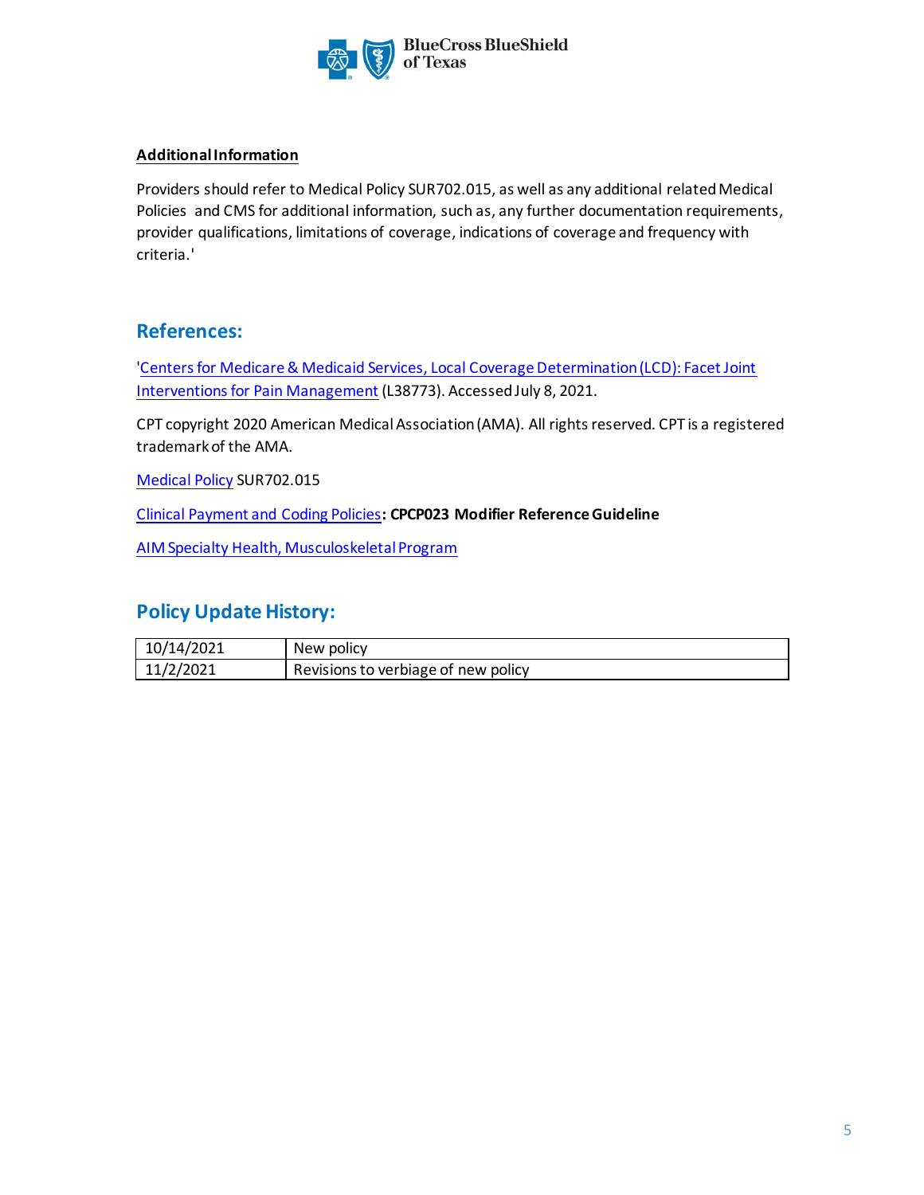**Additional Information**

Providers should refer to Medical Policy SUR702.015, as well as any additional related Medical Policies and CMS for additional information, such as, any further documentation requirements, provider qualifications, limitations of coverage, indications of coverage and frequency with criteria.'

## References:

'Centers for Medicare & Medicaid Services, Local Coverage Determination (LCD): Facet Joint Interventions for Pain Management (L38773). Accessed July 8, 2021.

CPT copyright 2020 American Medical Association (AMA). All rights reserved. CPT is a registered trademark of the AMA.

Medical Policy SUR702.015

Clinical Payment and Coding Policies: **CPCP023 Modifier Reference Guideline**

AIM Specialty Health, Musculoskeletal Program

## Policy Update History:

| | |
|---|---|
| 10/14/2021 | New policy |
| 11/2/2021 | Revisions to verbiage of new policy |